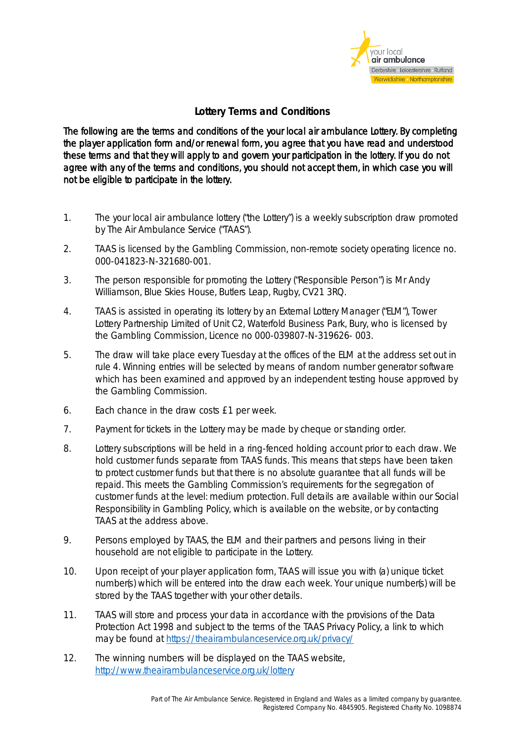your local air ambulance
Derbyshire Leicestershire Rutland
Warwickshire Northamptonshire

## Lottery Terms and Conditions

The following are the terms and conditions of the your local air ambulance Lottery. By completing the player application form and/or renewal form, you agree that you have read and understood these terms and that they will apply to and govern your participation in the lottery. If you do not agree with any of the terms and conditions, you should not accept them, in which case you will not be eligible to participate in the lottery.

1. The your local air ambulance lottery ("the Lottery") is a weekly subscription draw promoted by The Air Ambulance Service ("TAAS").
2. TAAS is licensed by the Gambling Commission, non-remote society operating licence no. 000-041823-N-321680-001.
3. The person responsible for promoting the Lottery ("Responsible Person") is Mr Andy Williamson, Blue Skies House, Butlers Leap, Rugby, CV21 3RQ.
4. TAAS is assisted in operating its lottery by an External Lottery Manager ("ELM"), Tower Lottery Partnership Limited of Unit C2, Waterfold Business Park, Bury, who is licensed by the Gambling Commission, Licence no 000-039807-N-319626- 003.
5. The draw will take place every Tuesday at the offices of the ELM at the address set out in rule 4. Winning entries will be selected by means of random number generator software which has been examined and approved by an independent testing house approved by the Gambling Commission.
6. Each chance in the draw costs £1 per week.
7. Payment for tickets in the Lottery may be made by cheque or standing order.
8. Lottery subscriptions will be held in a ring-fenced holding account prior to each draw. We hold customer funds separate from TAAS funds. This means that steps have been taken to protect customer funds but that there is no absolute guarantee that all funds will be repaid. This meets the Gambling Commission's requirements for the segregation of customer funds at the level: medium protection. Full details are available within our Social Responsibility in Gambling Policy, which is available on the website, or by contacting TAAS at the address above.
9. Persons employed by TAAS, the ELM and their partners and persons living in their household are not eligible to participate in the Lottery.
10. Upon receipt of your player application form, TAAS will issue you with (a) unique ticket number(s) which will be entered into the draw each week. Your unique number(s) will be stored by the TAAS together with your other details.
11. TAAS will store and process your data in accordance with the provisions of the Data Protection Act 1998 and subject to the terms of the TAAS Privacy Policy, a link to which may be found at https://theairambulanceservice.org.uk/privacy/
12. The winning numbers will be displayed on the TAAS website, http://www.theairambulanceservice.org.uk/lottery

Part of The Air Ambulance Service. Registered in England and Wales as a limited company by guarantee. Registered Company No. 4845905. Registered Charity No. 1098874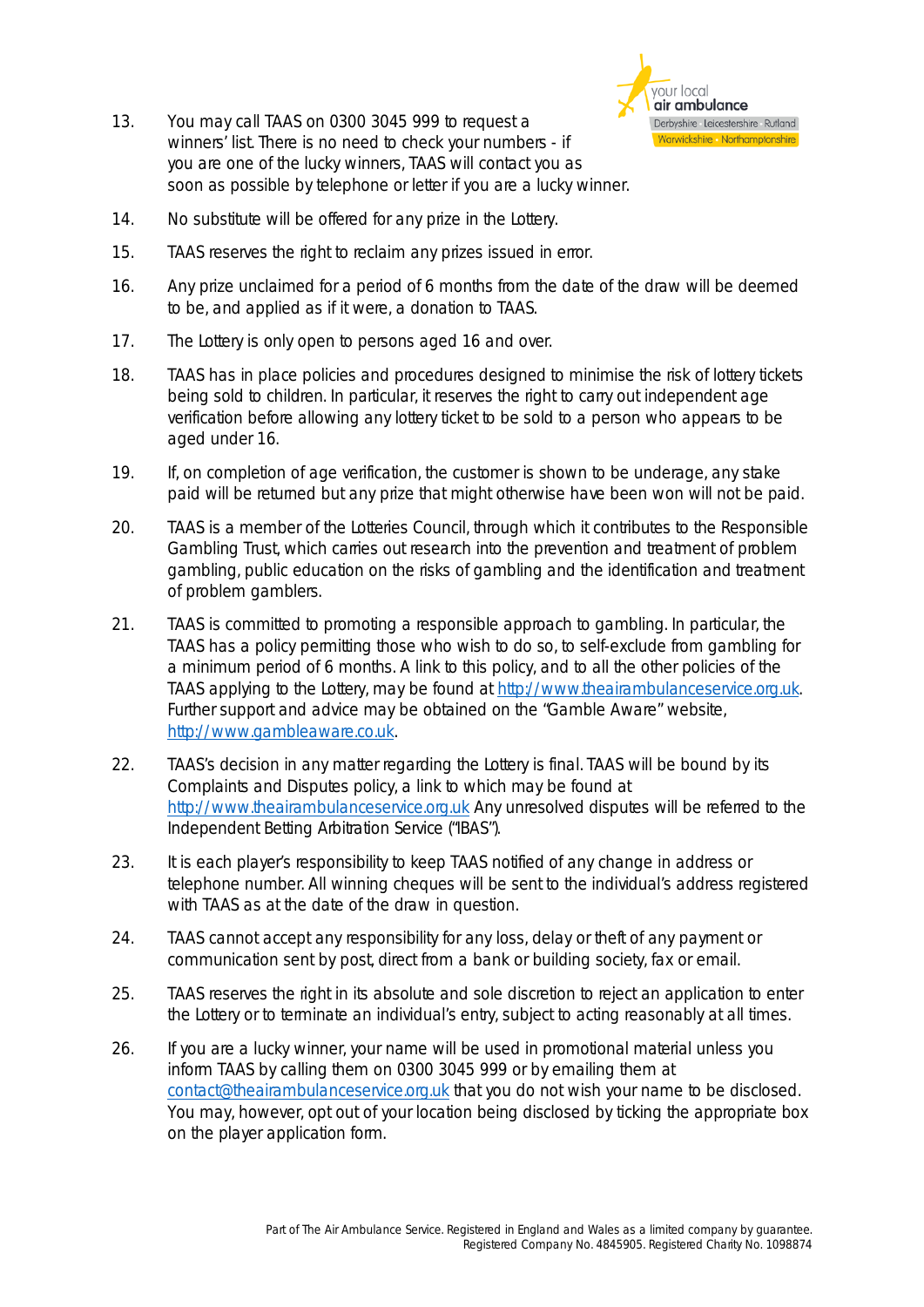13. You may call TAAS on 0300 3045 999 to request a winners' list. There is no need to check your numbers - if you are one of the lucky winners, TAAS will contact you as soon as possible by telephone or letter if you are a lucky winner.

14. No substitute will be offered for any prize in the Lottery.

15. TAAS reserves the right to reclaim any prizes issued in error.

16. Any prize unclaimed for a period of 6 months from the date of the draw will be deemed to be, and applied as if it were, a donation to TAAS.

17. The Lottery is only open to persons aged 16 and over.

18. TAAS has in place policies and procedures designed to minimise the risk of lottery tickets being sold to children. In particular, it reserves the right to carry out independent age verification before allowing any lottery ticket to be sold to a person who appears to be aged under 16.

19. If, on completion of age verification, the customer is shown to be underage, any stake paid will be returned but any prize that might otherwise have been won will not be paid.

20. TAAS is a member of the Lotteries Council, through which it contributes to the Responsible Gambling Trust, which carries out research into the prevention and treatment of problem gambling, public education on the risks of gambling and the identification and treatment of problem gamblers.

21. TAAS is committed to promoting a responsible approach to gambling. In particular, the TAAS has a policy permitting those who wish to do so, to self-exclude from gambling for a minimum period of 6 months. A link to this policy, and to all the other policies of the TAAS applying to the Lottery, may be found at http://www.theairambulanceservice.org.uk. Further support and advice may be obtained on the "Gamble Aware" website, http://www.gambleaware.co.uk.

22. TAAS's decision in any matter regarding the Lottery is final. TAAS will be bound by its Complaints and Disputes policy, a link to which may be found at http://www.theairambulanceservice.org.uk Any unresolved disputes will be referred to the Independent Betting Arbitration Service ("IBAS").

23. It is each player's responsibility to keep TAAS notified of any change in address or telephone number. All winning cheques will be sent to the individual's address registered with TAAS as at the date of the draw in question.

24. TAAS cannot accept any responsibility for any loss, delay or theft of any payment or communication sent by post, direct from a bank or building society, fax or email.

25. TAAS reserves the right in its absolute and sole discretion to reject an application to enter the Lottery or to terminate an individual's entry, subject to acting reasonably at all times.

26. If you are a lucky winner, your name will be used in promotional material unless you inform TAAS by calling them on 0300 3045 999 or by emailing them at contact@theairambulanceservice.org.uk that you do not wish your name to be disclosed. You may, however, opt out of your location being disclosed by ticking the appropriate box on the player application form.

Part of The Air Ambulance Service. Registered in England and Wales as a limited company by guarantee. Registered Company No. 4845905. Registered Charity No. 1098874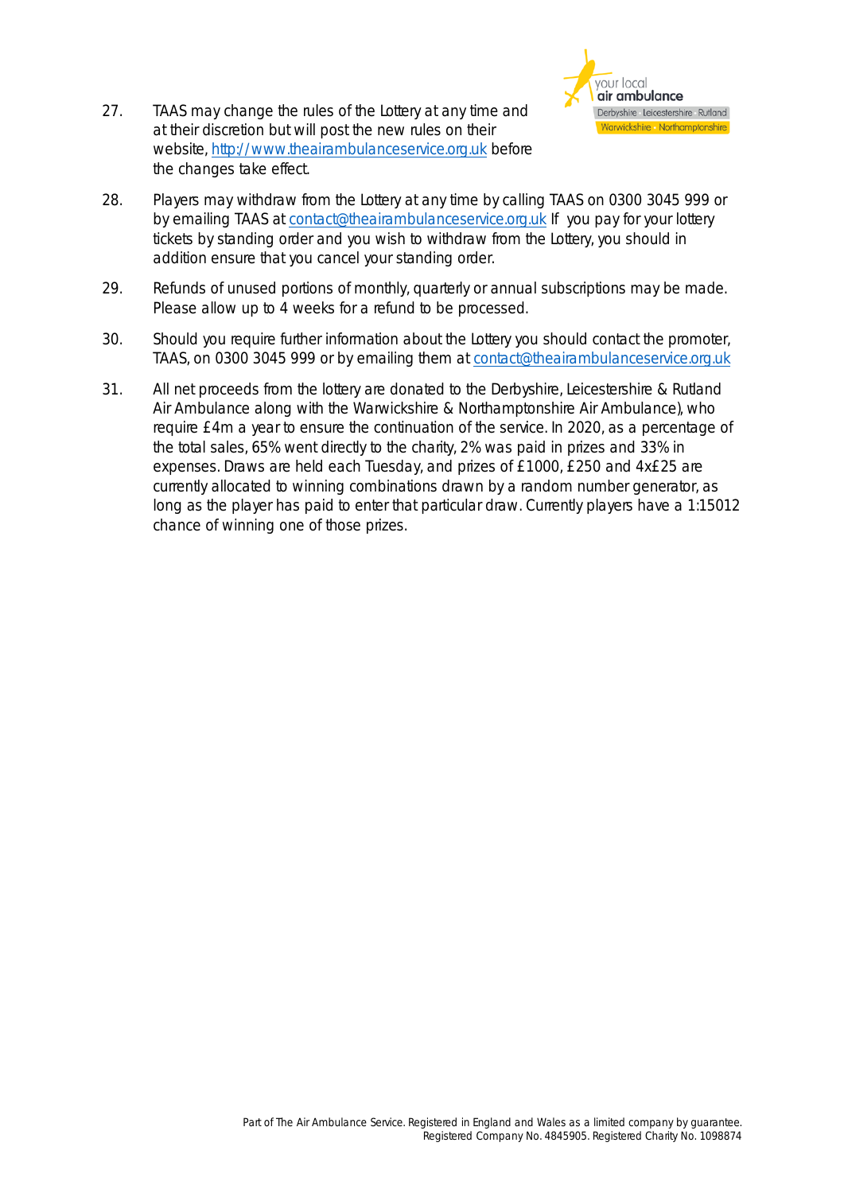27. TAAS may change the rules of the Lottery at any time and at their discretion but will post the new rules on their website, http://www.theairambulanceservice.org.uk before the changes take effect.

28. Players may withdraw from the Lottery at any time by calling TAAS on 0300 3045 999 or by emailing TAAS at contact@theairambulanceservice.org.uk If you pay for your lottery tickets by standing order and you wish to withdraw from the Lottery, you should in addition ensure that you cancel your standing order.

29. Refunds of unused portions of monthly, quarterly or annual subscriptions may be made. Please allow up to 4 weeks for a refund to be processed.

30. Should you require further information about the Lottery you should contact the promoter, TAAS, on 0300 3045 999 or by emailing them at contact@theairambulanceservice.org.uk

31. All net proceeds from the lottery are donated to the Derbyshire, Leicestershire & Rutland Air Ambulance along with the Warwickshire & Northamptonshire Air Ambulance), who require £4m a year to ensure the continuation of the service. In 2020, as a percentage of the total sales, 65% went directly to the charity, 2% was paid in prizes and 33% in expenses. Draws are held each Tuesday, and prizes of £1000, £250 and 4x£25 are currently allocated to winning combinations drawn by a random number generator, as long as the player has paid to enter that particular draw. Currently players have a 1:15012 chance of winning one of those prizes.

Part of The Air Ambulance Service. Registered in England and Wales as a limited company by guarantee. Registered Company No. 4845905. Registered Charity No. 1098874